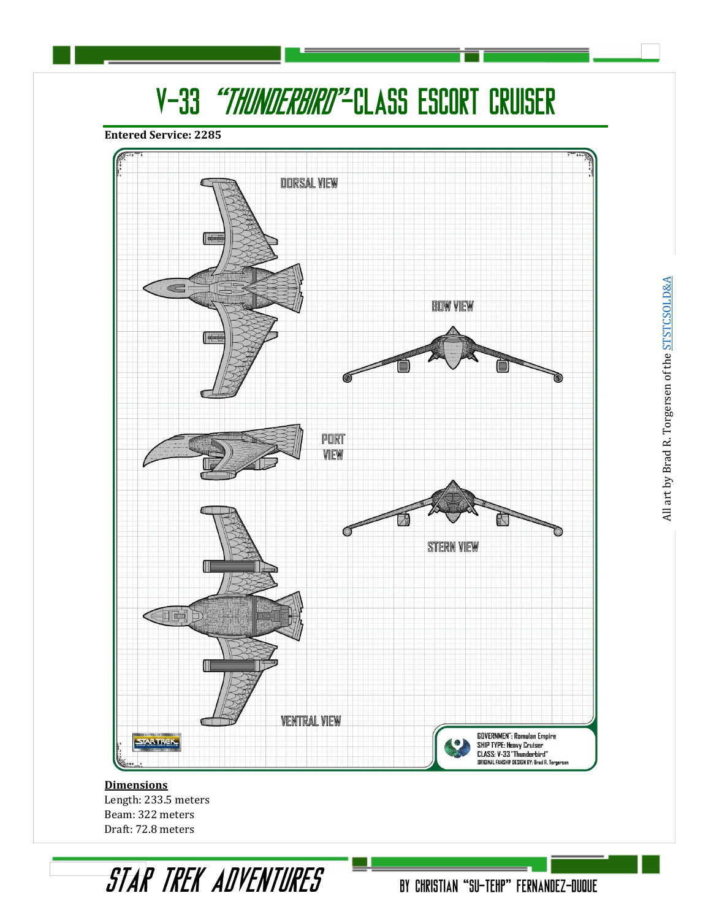# V-33 *"THUNDERBIRD"*-CLASS ESCORT CRUISER

**Entered Service: 2285**

DORSAL VIEW

BOW VIEW

PORT VIEW

STERN VIEW

VENTRAL VIEW

GOVERNMENT: Romulan Empire
SHIP TYPE: Heavy Cruiser
CLASS: V-33 "Thunderbird"
ORIGINAL FANSHIP DESIGN BY: Brad R. Torgersen

All art by Brad R. Torgersen of the STSTCSOLD&A

**Dimensions**
Length: 233.5 meters
Beam: 322 meters
Draft: 72.8 meters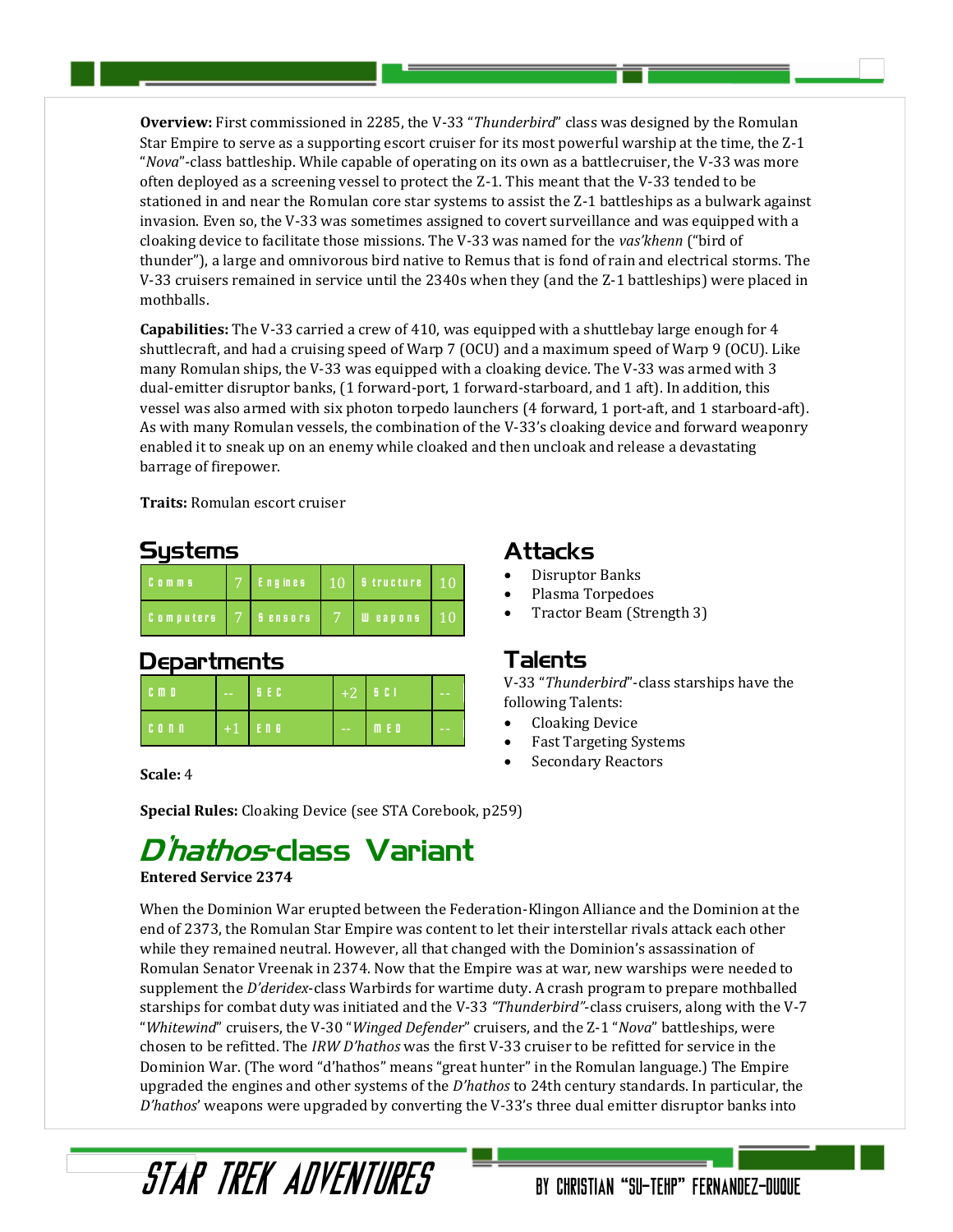**Overview:** First commissioned in 2285, the V-33 "*Thunderbird*" class was designed by the Romulan Star Empire to serve as a supporting escort cruiser for its most powerful warship at the time, the Z-1 "*Nova*"-class battleship. While capable of operating on its own as a battlecruiser, the V-33 was more often deployed as a screening vessel to protect the Z-1. This meant that the V-33 tended to be stationed in and near the Romulan core star systems to assist the Z-1 battleships as a bulwark against invasion. Even so, the V-33 was sometimes assigned to covert surveillance and was equipped with a cloaking device to facilitate those missions. The V-33 was named for the *vas'khenn* ("bird of thunder"), a large and omnivorous bird native to Remus that is fond of rain and electrical storms. The V-33 cruisers remained in service until the 2340s when they (and the Z-1 battleships) were placed in mothballs.

**Capabilities:** The V-33 carried a crew of 410, was equipped with a shuttlebay large enough for 4 shuttlecraft, and had a cruising speed of Warp 7 (OCU) and a maximum speed of Warp 9 (OCU). Like many Romulan ships, the V-33 was equipped with a cloaking device. The V-33 was armed with 3 dual-emitter disruptor banks, (1 forward-port, 1 forward-starboard, and 1 aft). In addition, this vessel was also armed with six photon torpedo launchers (4 forward, 1 port-aft, and 1 starboard-aft). As with many Romulan vessels, the combination of the V-33's cloaking device and forward weaponry enabled it to sneak up on an enemy while cloaked and then uncloak and release a devastating barrage of firepower.

**Traits:** Romulan escort cruiser

## Systems

| Comms | 7 | Engines | 10 | Structure | 10 |
|---|---|---|---|---|---|
| Computers | 7 | Sensors | 7 | Weapons | 10 |

## Departments

| CMD | -- | SEC | +2 | SCI | -- |
|---|---|---|---|---|---|
| CONN | +1 | ENG | -- | MED | -- |

**Scale:** 4

## Attacks

- Disruptor Banks
- Plasma Torpedoes
- Tractor Beam (Strength 3)

## Talents

V-33 "*Thunderbird*"-class starships have the following Talents:

- Cloaking Device
- Fast Targeting Systems
- Secondary Reactors

**Special Rules:** Cloaking Device (see STA Corebook, p259)

# *D'hathos*-class Variant

**Entered Service 2374**

When the Dominion War erupted between the Federation-Klingon Alliance and the Dominion at the end of 2373, the Romulan Star Empire was content to let their interstellar rivals attack each other while they remained neutral. However, all that changed with the Dominion's assassination of Romulan Senator Vreenak in 2374. Now that the Empire was at war, new warships were needed to supplement the *D'deridex*-class Warbirds for wartime duty. A crash program to prepare mothballed starships for combat duty was initiated and the V-33 *"Thunderbird"*-class cruisers, along with the V-7 "*Whitewind*" cruisers, the V-30 "*Winged Defender*" cruisers, and the Z-1 "*Nova*" battleships, were chosen to be refitted. The *IRW D'hathos* was the first V-33 cruiser to be refitted for service in the Dominion War. (The word "d'hathos" means "great hunter" in the Romulan language.) The Empire upgraded the engines and other systems of the *D'hathos* to 24th century standards. In particular, the *D'hathos*' weapons were upgraded by converting the V-33's three dual emitter disruptor banks into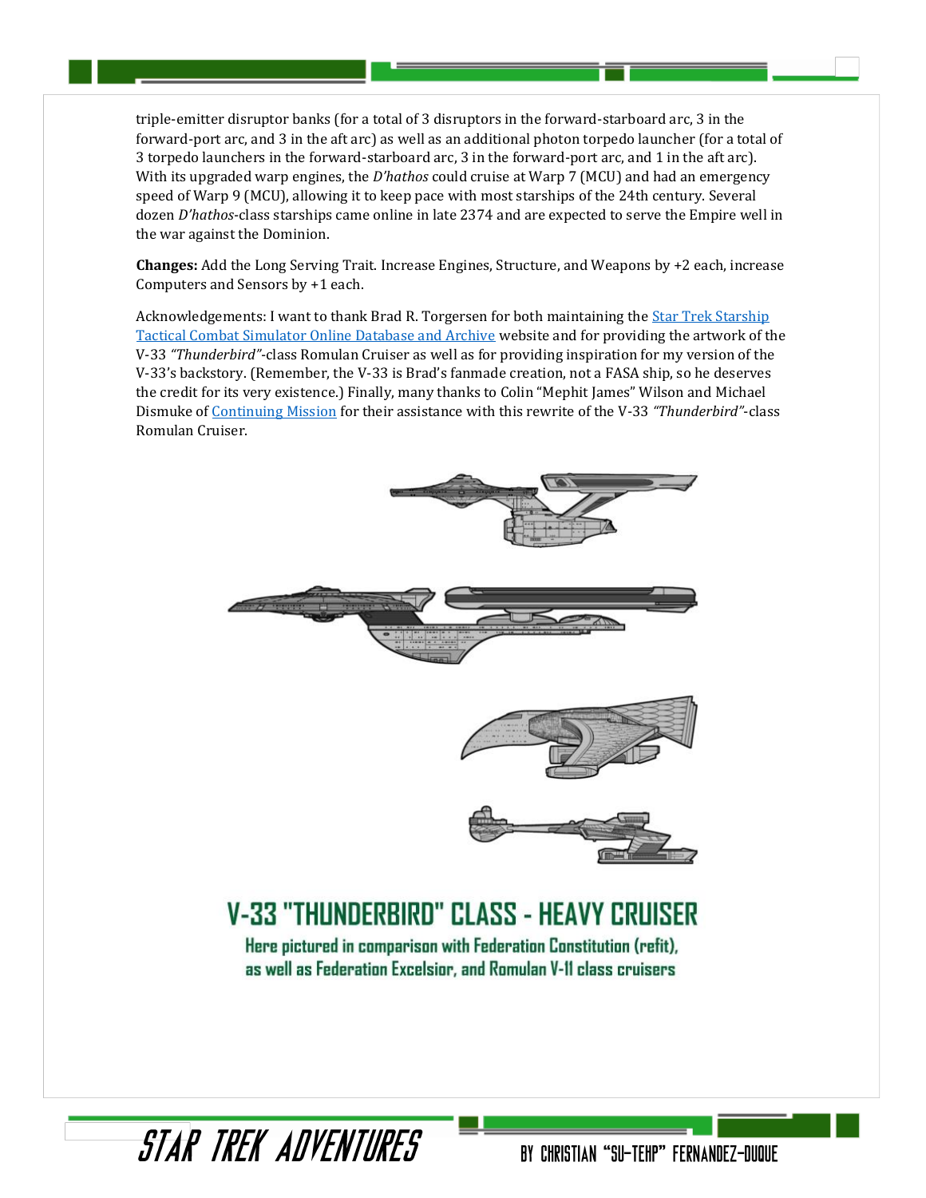triple-emitter disruptor banks (for a total of 3 disruptors in the forward-starboard arc, 3 in the forward-port arc, and 3 in the aft arc) as well as an additional photon torpedo launcher (for a total of 3 torpedo launchers in the forward-starboard arc, 3 in the forward-port arc, and 1 in the aft arc). With its upgraded warp engines, the *D'hathos* could cruise at Warp 7 (MCU) and had an emergency speed of Warp 9 (MCU), allowing it to keep pace with most starships of the 24th century. Several dozen *D'hathos*-class starships came online in late 2374 and are expected to serve the Empire well in the war against the Dominion.

**Changes:** Add the Long Serving Trait. Increase Engines, Structure, and Weapons by +2 each, increase Computers and Sensors by +1 each.

Acknowledgements: I want to thank Brad R. Torgersen for both maintaining the Star Trek Starship Tactical Combat Simulator Online Database and Archive website and for providing the artwork of the V-33 *"Thunderbird"*-class Romulan Cruiser as well as for providing inspiration for my version of the V-33's backstory. (Remember, the V-33 is Brad's fanmade creation, not a FASA ship, so he deserves the credit for its very existence.) Finally, many thanks to Colin "Mephit James" Wilson and Michael Dismuke of Continuing Mission for their assistance with this rewrite of the V-33 *"Thunderbird"*-class Romulan Cruiser.

## V-33 "THUNDERBIRD" CLASS - HEAVY CRUISER

Here pictured in comparison with Federation Constitution (refit), as well as Federation Excelsior, and Romulan V-11 class cruisers